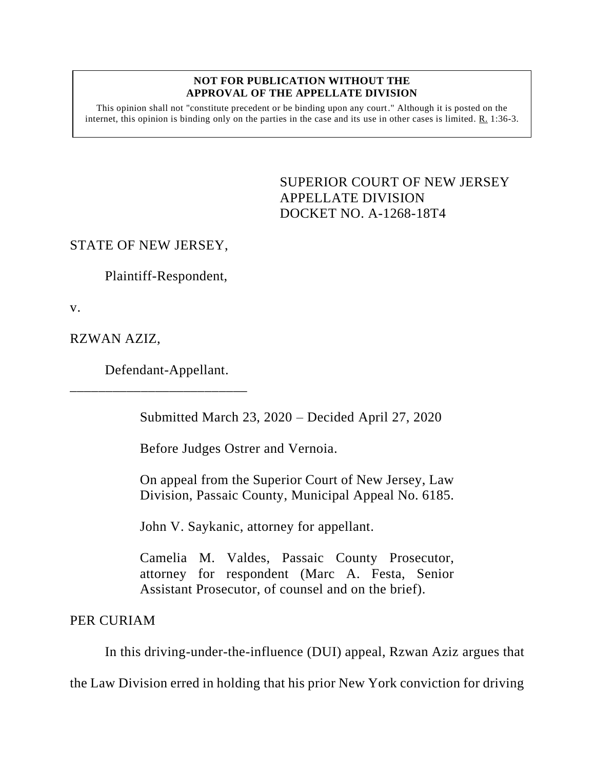**NOT FOR PUBLICATION WITHOUT THE APPROVAL OF THE APPELLATE DIVISION**

This opinion shall not "constitute precedent or be binding upon any court." Although it is posted on the internet, this opinion is binding only on the parties in the case and its use in other cases is limited. R. 1:36-3.

SUPERIOR COURT OF NEW JERSEY
APPELLATE DIVISION
DOCKET NO. A-1268-18T4

STATE OF NEW JERSEY,

Plaintiff-Respondent,

v.

RZWAN AZIZ,

Defendant-Appellant.

\_\_\_\_\_\_\_\_\_\_\_\_\_\_\_\_\_\_\_\_\_\_\_\_\_\_

Submitted March 23, 2020 – Decided April 27, 2020

Before Judges Ostrer and Vernoia.

On appeal from the Superior Court of New Jersey, Law Division, Passaic County, Municipal Appeal No. 6185.

John V. Saykanic, attorney for appellant.

Camelia M. Valdes, Passaic County Prosecutor, attorney for respondent (Marc A. Festa, Senior Assistant Prosecutor, of counsel and on the brief).

PER CURIAM

In this driving-under-the-influence (DUI) appeal, Rzwan Aziz argues that the Law Division erred in holding that his prior New York conviction for driving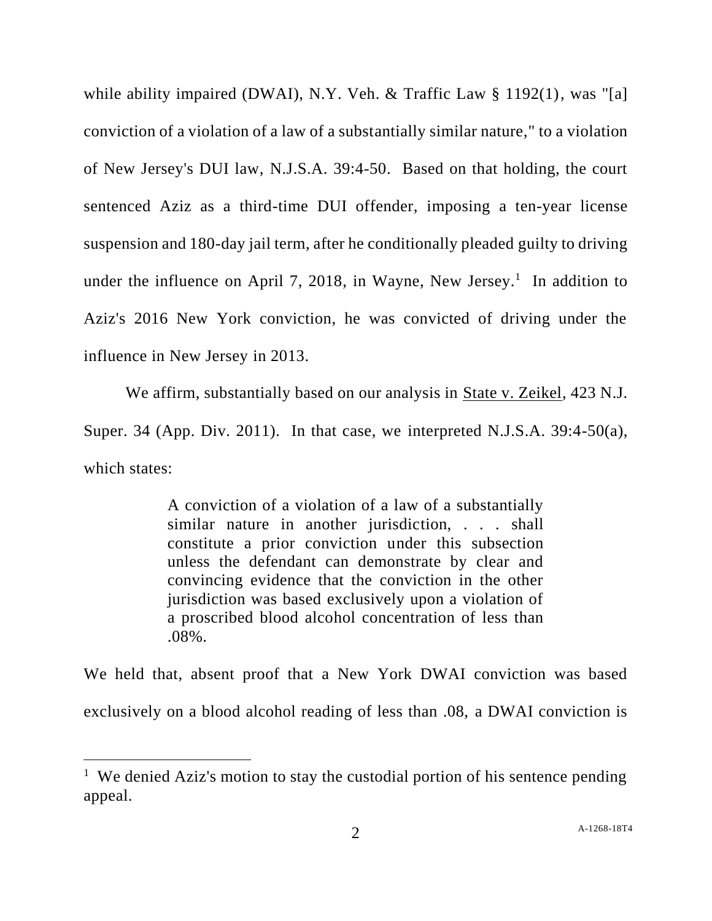while ability impaired (DWAI), N.Y. Veh. & Traffic Law § 1192(1), was "[a] conviction of a violation of a law of a substantially similar nature," to a violation of New Jersey's DUI law, N.J.S.A. 39:4-50. Based on that holding, the court sentenced Aziz as a third-time DUI offender, imposing a ten-year license suspension and 180-day jail term, after he conditionally pleaded guilty to driving under the influence on April 7, 2018, in Wayne, New Jersey.[1] In addition to Aziz's 2016 New York conviction, he was convicted of driving under the influence in New Jersey in 2013.

We affirm, substantially based on our analysis in State v. Zeikel, 423 N.J. Super. 34 (App. Div. 2011). In that case, we interpreted N.J.S.A. 39:4-50(a), which states:

> A conviction of a violation of a law of a substantially similar nature in another jurisdiction, . . . shall constitute a prior conviction under this subsection unless the defendant can demonstrate by clear and convincing evidence that the conviction in the other jurisdiction was based exclusively upon a violation of a proscribed blood alcohol concentration of less than .08%.

We held that, absent proof that a New York DWAI conviction was based exclusively on a blood alcohol reading of less than .08, a DWAI conviction is

---

[1] We denied Aziz's motion to stay the custodial portion of his sentence pending appeal.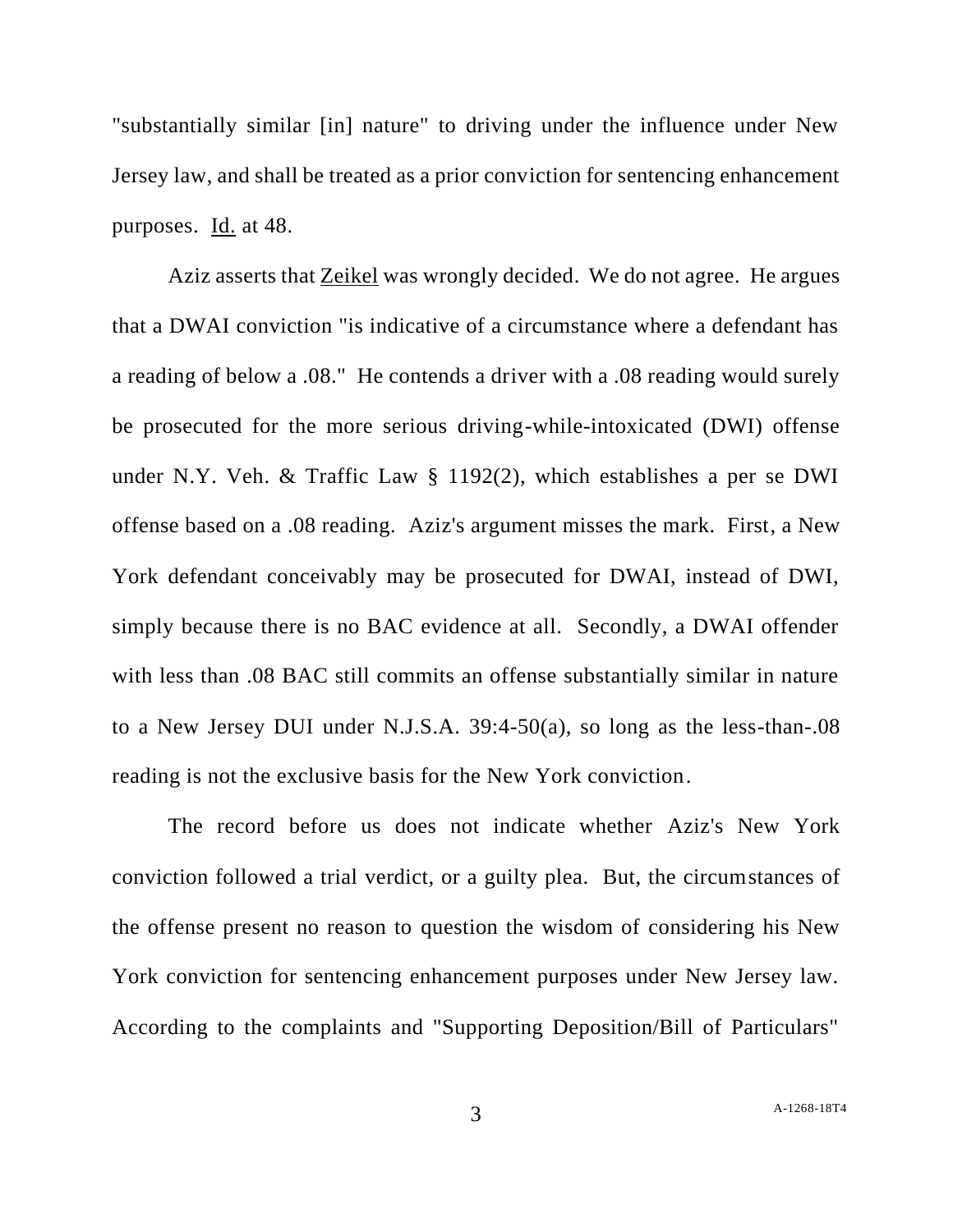"substantially similar [in] nature" to driving under the influence under New Jersey law, and shall be treated as a prior conviction for sentencing enhancement purposes. Id. at 48.

Aziz asserts that Zeikel was wrongly decided. We do not agree. He argues that a DWAI conviction "is indicative of a circumstance where a defendant has a reading of below a .08." He contends a driver with a .08 reading would surely be prosecuted for the more serious driving-while-intoxicated (DWI) offense under N.Y. Veh. & Traffic Law § 1192(2), which establishes a per se DWI offense based on a .08 reading. Aziz's argument misses the mark. First, a New York defendant conceivably may be prosecuted for DWAI, instead of DWI, simply because there is no BAC evidence at all. Secondly, a DWAI offender with less than .08 BAC still commits an offense substantially similar in nature to a New Jersey DUI under N.J.S.A. 39:4-50(a), so long as the less-than-.08 reading is not the exclusive basis for the New York conviction.

The record before us does not indicate whether Aziz's New York conviction followed a trial verdict, or a guilty plea. But, the circumstances of the offense present no reason to question the wisdom of considering his New York conviction for sentencing enhancement purposes under New Jersey law. According to the complaints and "Supporting Deposition/Bill of Particulars"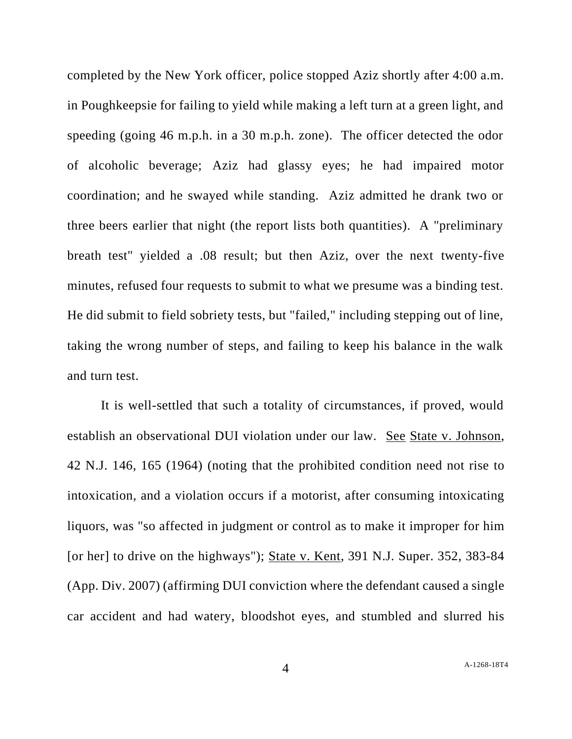completed by the New York officer, police stopped Aziz shortly after 4:00 a.m. in Poughkeepsie for failing to yield while making a left turn at a green light, and speeding (going 46 m.p.h. in a 30 m.p.h. zone). The officer detected the odor of alcoholic beverage; Aziz had glassy eyes; he had impaired motor coordination; and he swayed while standing. Aziz admitted he drank two or three beers earlier that night (the report lists both quantities). A "preliminary breath test" yielded a .08 result; but then Aziz, over the next twenty-five minutes, refused four requests to submit to what we presume was a binding test. He did submit to field sobriety tests, but "failed," including stepping out of line, taking the wrong number of steps, and failing to keep his balance in the walk and turn test.

It is well-settled that such a totality of circumstances, if proved, would establish an observational DUI violation under our law. See State v. Johnson, 42 N.J. 146, 165 (1964) (noting that the prohibited condition need not rise to intoxication, and a violation occurs if a motorist, after consuming intoxicating liquors, was "so affected in judgment or control as to make it improper for him [or her] to drive on the highways"); State v. Kent, 391 N.J. Super. 352, 383-84 (App. Div. 2007) (affirming DUI conviction where the defendant caused a single car accident and had watery, bloodshot eyes, and stumbled and slurred his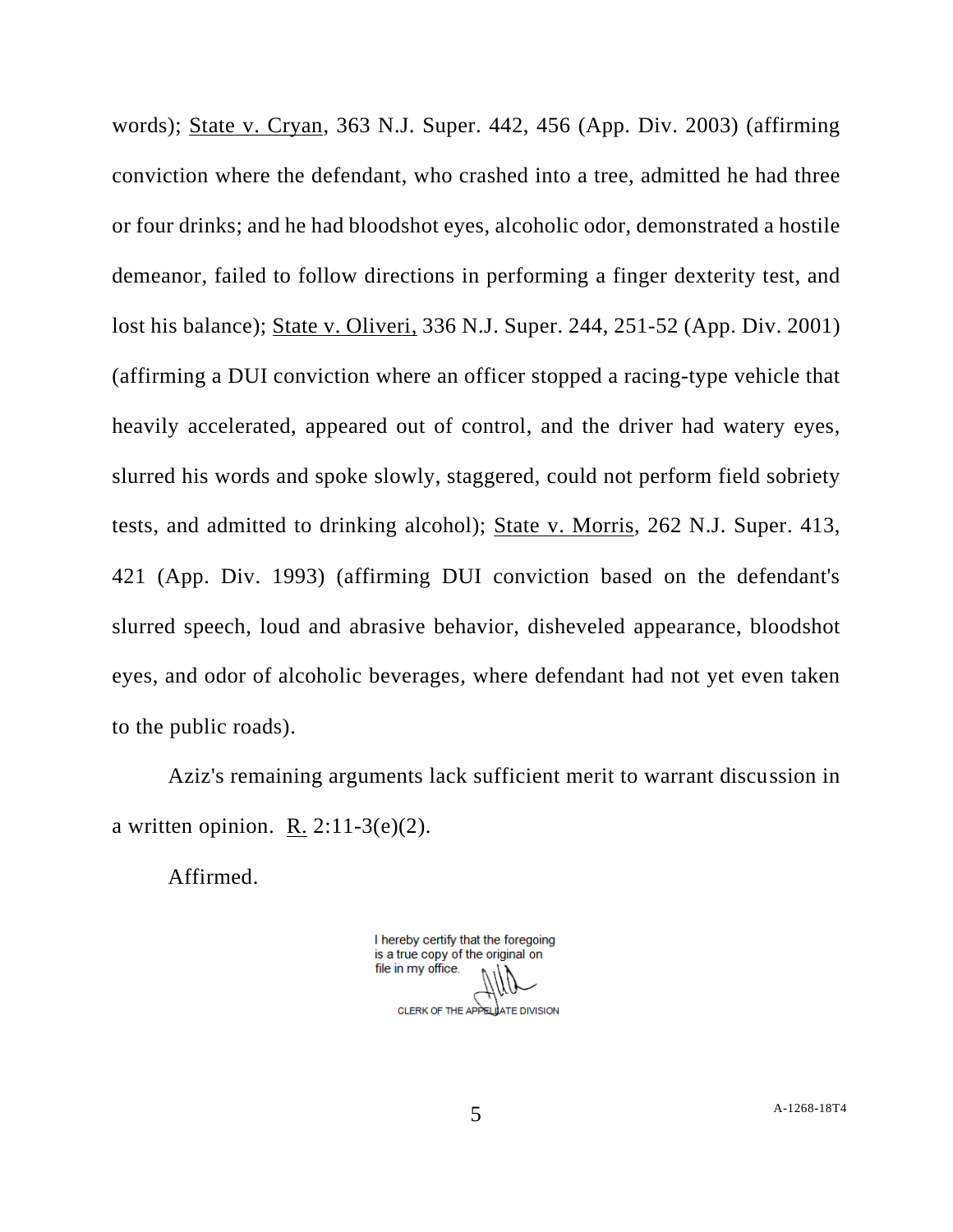words); State v. Cryan, 363 N.J. Super. 442, 456 (App. Div. 2003) (affirming conviction where the defendant, who crashed into a tree, admitted he had three or four drinks; and he had bloodshot eyes, alcoholic odor, demonstrated a hostile demeanor, failed to follow directions in performing a finger dexterity test, and lost his balance); State v. Oliveri, 336 N.J. Super. 244, 251-52 (App. Div. 2001) (affirming a DUI conviction where an officer stopped a racing-type vehicle that heavily accelerated, appeared out of control, and the driver had watery eyes, slurred his words and spoke slowly, staggered, could not perform field sobriety tests, and admitted to drinking alcohol); State v. Morris, 262 N.J. Super. 413, 421 (App. Div. 1993) (affirming DUI conviction based on the defendant's slurred speech, loud and abrasive behavior, disheveled appearance, bloodshot eyes, and odor of alcoholic beverages, where defendant had not yet even taken to the public roads).

Aziz's remaining arguments lack sufficient merit to warrant discussion in a written opinion. R. 2:11-3(e)(2).

Affirmed.

I hereby certify that the foregoing is a true copy of the original on file in my office.

CLERK OF THE APPELLATE DIVISION